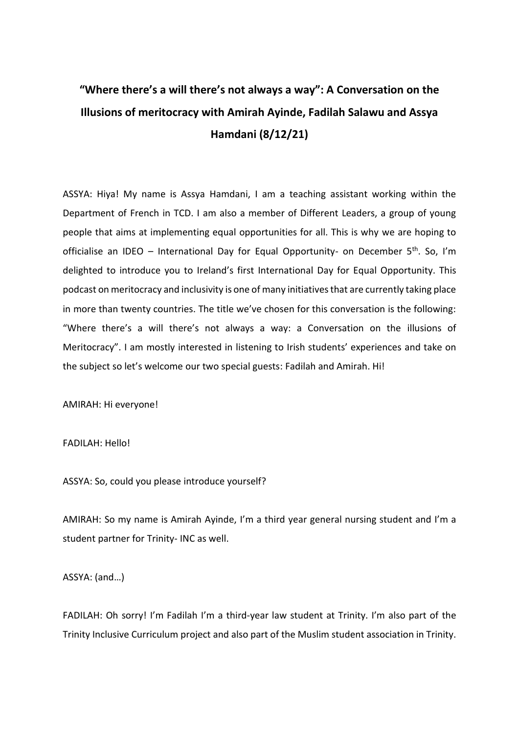# "Where there's a will there's not always a way": A Conversation on the Illusions of meritocracy with Amirah Ayinde, Fadilah Salawu and Assya Hamdani (8/12/21)

ASSYA: Hiya! My name is Assya Hamdani, I am a teaching assistant working within the Department of French in TCD. I am also a member of Different Leaders, a group of young people that aims at implementing equal opportunities for all. This is why we are hoping to officialise an IDEO – International Day for Equal Opportunity- on December 5th. So, I'm delighted to introduce you to Ireland's first International Day for Equal Opportunity. This podcast on meritocracy and inclusivity is one of many initiatives that are currently taking place in more than twenty countries. The title we've chosen for this conversation is the following: "Where there's a will there's not always a way: a Conversation on the illusions of Meritocracy". I am mostly interested in listening to Irish students' experiences and take on the subject so let's welcome our two special guests: Fadilah and Amirah. Hi!

AMIRAH: Hi everyone!

FADILAH: Hello!

ASSYA: So, could you please introduce yourself?

AMIRAH: So my name is Amirah Ayinde, I'm a third year general nursing student and I'm a student partner for Trinity- INC as well.

ASSYA: (and…)

FADILAH: Oh sorry! I'm Fadilah I'm a third-year law student at Trinity. I'm also part of the Trinity Inclusive Curriculum project and also part of the Muslim student association in Trinity.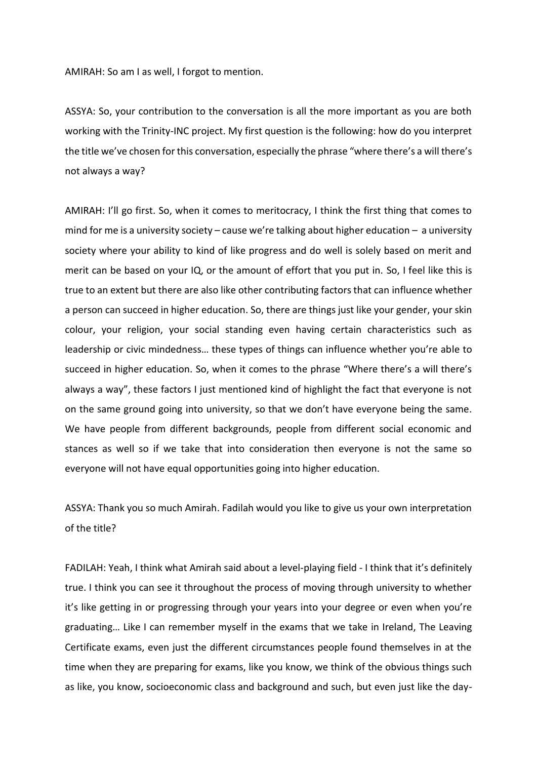AMIRAH: So am I as well, I forgot to mention.

ASSYA: So, your contribution to the conversation is all the more important as you are both working with the Trinity-INC project. My first question is the following: how do you interpret the title we've chosen for this conversation, especially the phrase "where there's a will there's not always a way?

AMIRAH: I'll go first. So, when it comes to meritocracy, I think the first thing that comes to mind for me is a university society – cause we're talking about higher education – a university society where your ability to kind of like progress and do well is solely based on merit and merit can be based on your IQ, or the amount of effort that you put in. So, I feel like this is true to an extent but there are also like other contributing factors that can influence whether a person can succeed in higher education. So, there are things just like your gender, your skin colour, your religion, your social standing even having certain characteristics such as leadership or civic mindedness… these types of things can influence whether you're able to succeed in higher education. So, when it comes to the phrase "Where there's a will there's always a way", these factors I just mentioned kind of highlight the fact that everyone is not on the same ground going into university, so that we don't have everyone being the same. We have people from different backgrounds, people from different social economic and stances as well so if we take that into consideration then everyone is not the same so everyone will not have equal opportunities going into higher education.

ASSYA: Thank you so much Amirah. Fadilah would you like to give us your own interpretation of the title?

FADILAH: Yeah, I think what Amirah said about a level-playing field - I think that it's definitely true. I think you can see it throughout the process of moving through university to whether it's like getting in or progressing through your years into your degree or even when you're graduating… Like I can remember myself in the exams that we take in Ireland, The Leaving Certificate exams, even just the different circumstances people found themselves in at the time when they are preparing for exams, like you know, we think of the obvious things such as like, you know, socioeconomic class and background and such, but even just like the day-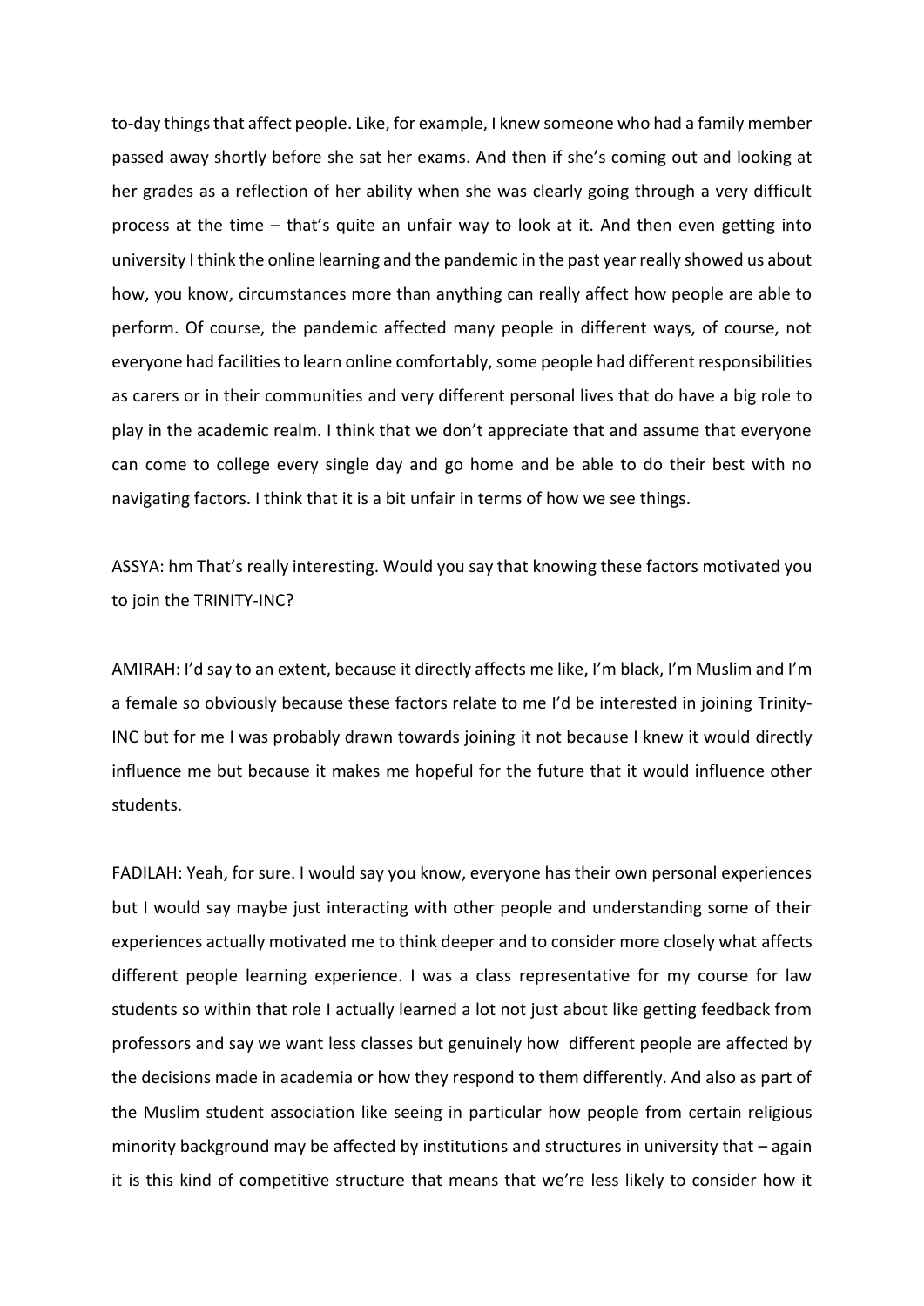to-day things that affect people. Like, for example, I knew someone who had a family member passed away shortly before she sat her exams. And then if she's coming out and looking at her grades as a reflection of her ability when she was clearly going through a very difficult process at the time – that's quite an unfair way to look at it. And then even getting into university I think the online learning and the pandemic in the past year really showed us about how, you know, circumstances more than anything can really affect how people are able to perform. Of course, the pandemic affected many people in different ways, of course, not everyone had facilities to learn online comfortably, some people had different responsibilities as carers or in their communities and very different personal lives that do have a big role to play in the academic realm. I think that we don't appreciate that and assume that everyone can come to college every single day and go home and be able to do their best with no navigating factors. I think that it is a bit unfair in terms of how we see things.

ASSYA: hm That's really interesting. Would you say that knowing these factors motivated you to join the TRINITY-INC?

AMIRAH: I'd say to an extent, because it directly affects me like, I'm black, I'm Muslim and I'm a female so obviously because these factors relate to me I'd be interested in joining Trinity-INC but for me I was probably drawn towards joining it not because I knew it would directly influence me but because it makes me hopeful for the future that it would influence other students.

FADILAH: Yeah, for sure. I would say you know, everyone has their own personal experiences but I would say maybe just interacting with other people and understanding some of their experiences actually motivated me to think deeper and to consider more closely what affects different people learning experience. I was a class representative for my course for law students so within that role I actually learned a lot not just about like getting feedback from professors and say we want less classes but genuinely how different people are affected by the decisions made in academia or how they respond to them differently. And also as part of the Muslim student association like seeing in particular how people from certain religious minority background may be affected by institutions and structures in university that – again it is this kind of competitive structure that means that we're less likely to consider how it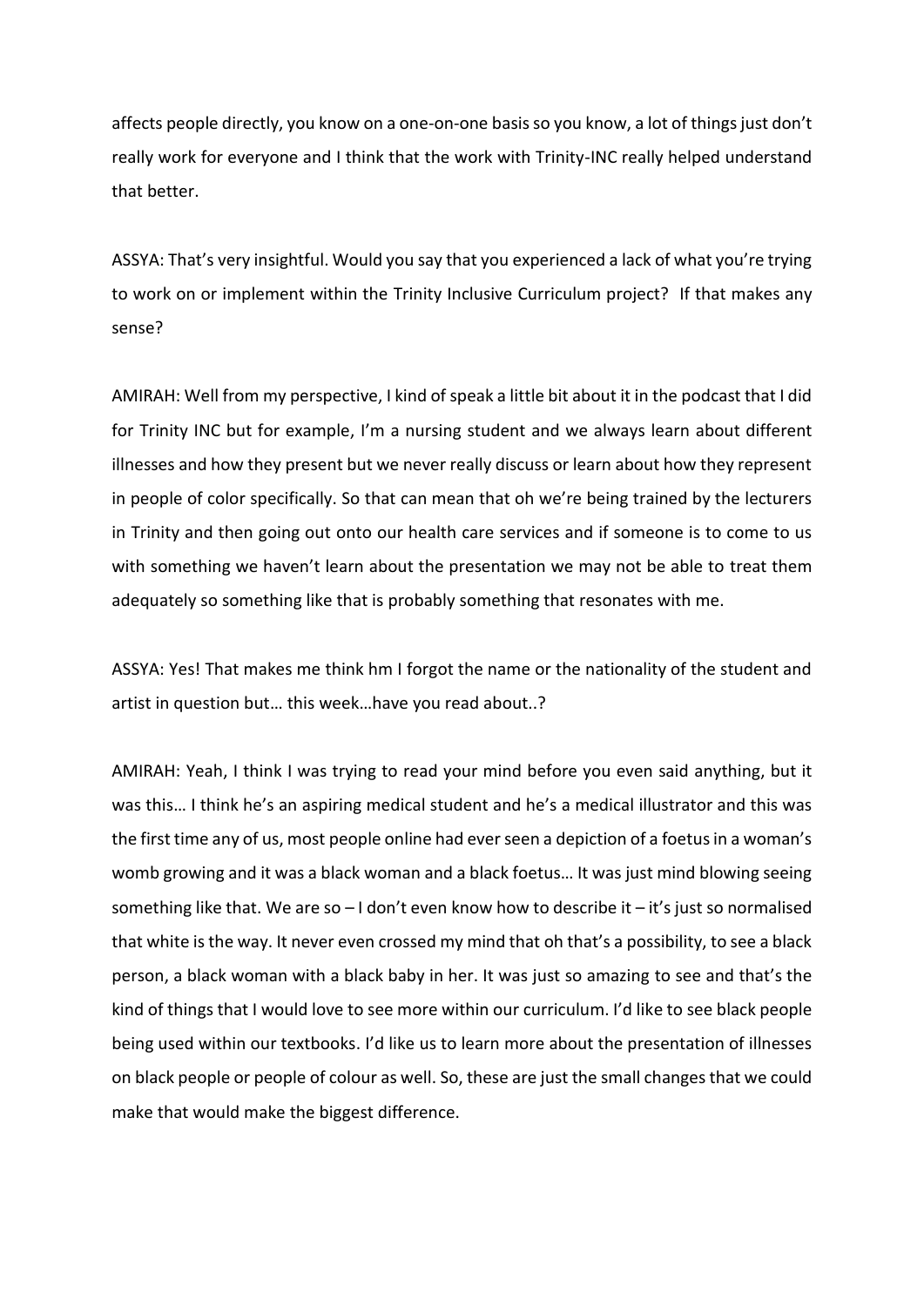affects people directly, you know on a one-on-one basis so you know, a lot of things just don't really work for everyone and I think that the work with Trinity-INC really helped understand that better.

ASSYA: That's very insightful. Would you say that you experienced a lack of what you're trying to work on or implement within the Trinity Inclusive Curriculum project? If that makes any sense?

AMIRAH: Well from my perspective, I kind of speak a little bit about it in the podcast that I did for Trinity INC but for example, I'm a nursing student and we always learn about different illnesses and how they present but we never really discuss or learn about how they represent in people of color specifically. So that can mean that oh we're being trained by the lecturers in Trinity and then going out onto our health care services and if someone is to come to us with something we haven't learn about the presentation we may not be able to treat them adequately so something like that is probably something that resonates with me.

ASSYA: Yes! That makes me think hm I forgot the name or the nationality of the student and artist in question but… this week…have you read about..?

AMIRAH: Yeah, I think I was trying to read your mind before you even said anything, but it was this… I think he's an aspiring medical student and he's a medical illustrator and this was the first time any of us, most people online had ever seen a depiction of a foetus in a woman's womb growing and it was a black woman and a black foetus… It was just mind blowing seeing something like that. We are so – I don't even know how to describe it – it's just so normalised that white is the way. It never even crossed my mind that oh that's a possibility, to see a black person, a black woman with a black baby in her. It was just so amazing to see and that's the kind of things that I would love to see more within our curriculum. I'd like to see black people being used within our textbooks. I'd like us to learn more about the presentation of illnesses on black people or people of colour as well. So, these are just the small changes that we could make that would make the biggest difference.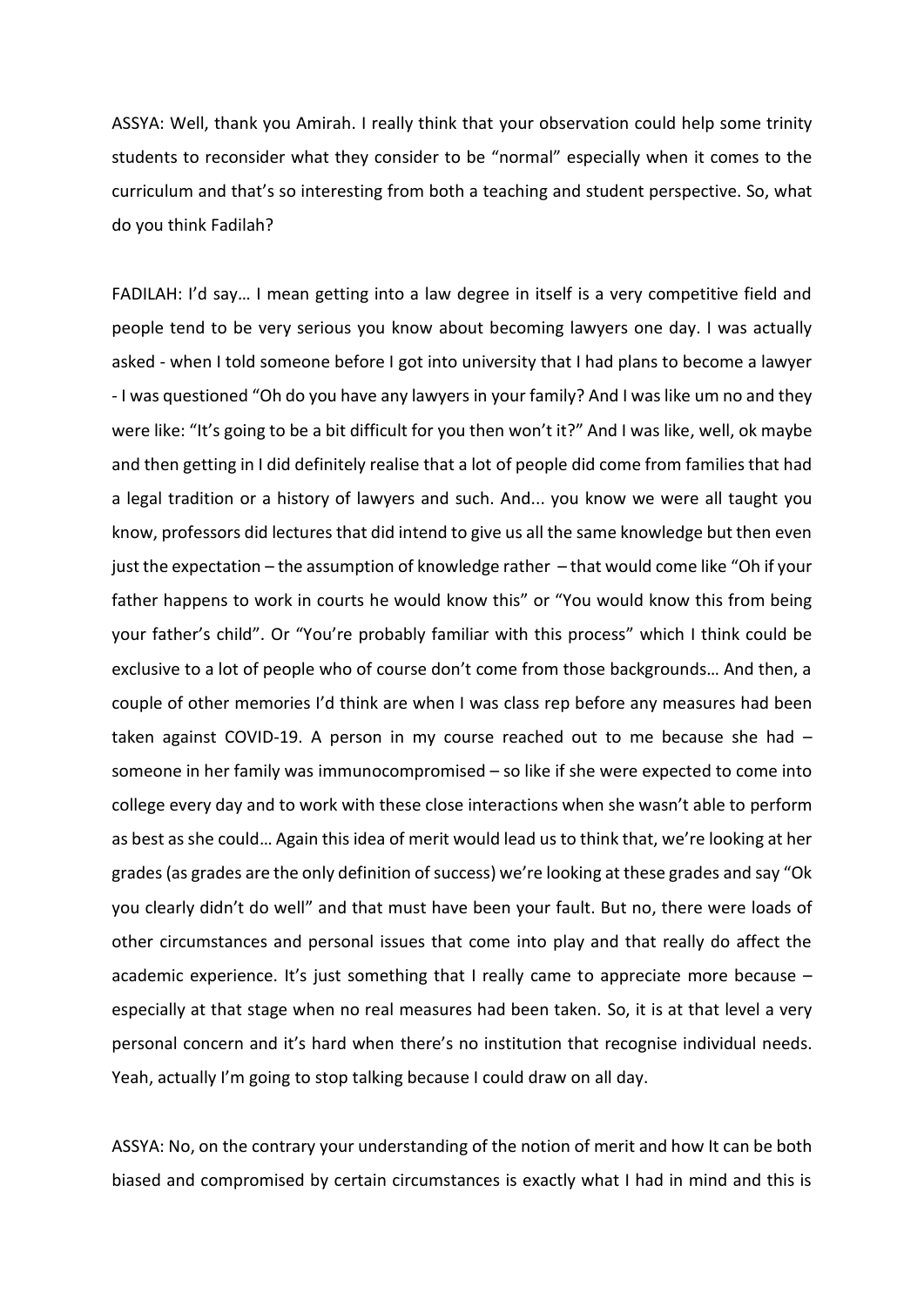ASSYA: Well, thank you Amirah. I really think that your observation could help some trinity students to reconsider what they consider to be "normal" especially when it comes to the curriculum and that's so interesting from both a teaching and student perspective. So, what do you think Fadilah?

FADILAH: I'd say… I mean getting into a law degree in itself is a very competitive field and people tend to be very serious you know about becoming lawyers one day. I was actually asked - when I told someone before I got into university that I had plans to become a lawyer - I was questioned "Oh do you have any lawyers in your family? And I was like um no and they were like: "It's going to be a bit difficult for you then won't it?" And I was like, well, ok maybe and then getting in I did definitely realise that a lot of people did come from families that had a legal tradition or a history of lawyers and such. And... you know we were all taught you know, professors did lectures that did intend to give us all the same knowledge but then even just the expectation – the assumption of knowledge rather – that would come like "Oh if your father happens to work in courts he would know this" or "You would know this from being your father's child". Or "You're probably familiar with this process" which I think could be exclusive to a lot of people who of course don't come from those backgrounds… And then, a couple of other memories I'd think are when I was class rep before any measures had been taken against COVID-19. A person in my course reached out to me because she had – someone in her family was immunocompromised – so like if she were expected to come into college every day and to work with these close interactions when she wasn't able to perform as best as she could… Again this idea of merit would lead us to think that, we're looking at her grades (as grades are the only definition of success) we're looking at these grades and say "Ok you clearly didn't do well" and that must have been your fault. But no, there were loads of other circumstances and personal issues that come into play and that really do affect the academic experience. It's just something that I really came to appreciate more because – especially at that stage when no real measures had been taken. So, it is at that level a very personal concern and it's hard when there's no institution that recognise individual needs. Yeah, actually I'm going to stop talking because I could draw on all day.

ASSYA: No, on the contrary your understanding of the notion of merit and how It can be both biased and compromised by certain circumstances is exactly what I had in mind and this is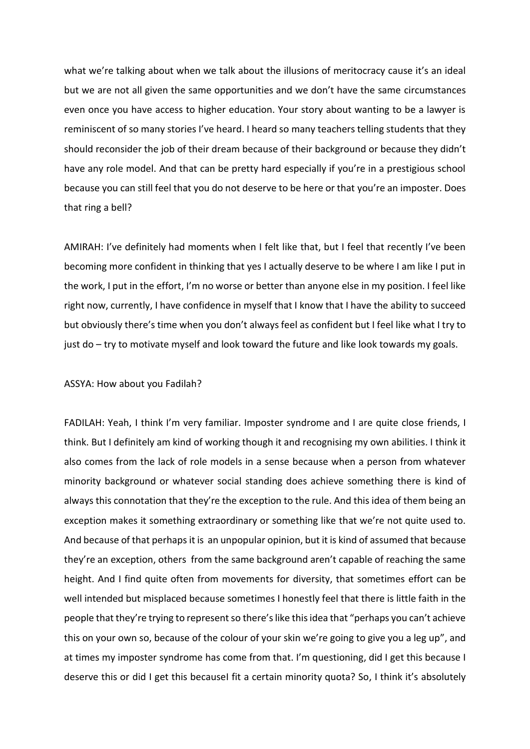what we're talking about when we talk about the illusions of meritocracy cause it's an ideal but we are not all given the same opportunities and we don't have the same circumstances even once you have access to higher education. Your story about wanting to be a lawyer is reminiscent of so many stories I've heard. I heard so many teachers telling students that they should reconsider the job of their dream because of their background or because they didn't have any role model. And that can be pretty hard especially if you're in a prestigious school because you can still feel that you do not deserve to be here or that you're an imposter. Does that ring a bell?

AMIRAH: I've definitely had moments when I felt like that, but I feel that recently I've been becoming more confident in thinking that yes I actually deserve to be where I am like I put in the work, I put in the effort, I'm no worse or better than anyone else in my position. I feel like right now, currently, I have confidence in myself that I know that I have the ability to succeed but obviously there's time when you don't always feel as confident but I feel like what I try to just do – try to motivate myself and look toward the future and like look towards my goals.

ASSYA: How about you Fadilah?

FADILAH: Yeah, I think I'm very familiar. Imposter syndrome and I are quite close friends, I think. But I definitely am kind of working though it and recognising my own abilities. I think it also comes from the lack of role models in a sense because when a person from whatever minority background or whatever social standing does achieve something there is kind of always this connotation that they're the exception to the rule. And this idea of them being an exception makes it something extraordinary or something like that we're not quite used to. And because of that perhaps it is an unpopular opinion, but it is kind of assumed that because they're an exception, others from the same background aren't capable of reaching the same height. And I find quite often from movements for diversity, that sometimes effort can be well intended but misplaced because sometimes I honestly feel that there is little faith in the people that they're trying to represent so there's like this idea that "perhaps you can't achieve this on your own so, because of the colour of your skin we're going to give you a leg up", and at times my imposter syndrome has come from that. I'm questioning, did I get this because I deserve this or did I get this becauseI fit a certain minority quota? So, I think it's absolutely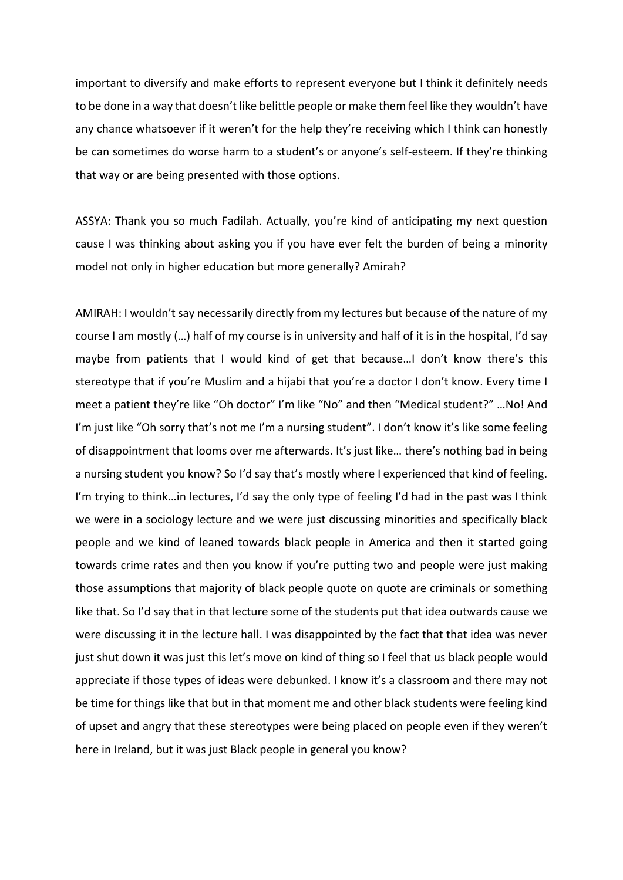important to diversify and make efforts to represent everyone but I think it definitely needs to be done in a way that doesn't like belittle people or make them feel like they wouldn't have any chance whatsoever if it weren't for the help they're receiving which I think can honestly be can sometimes do worse harm to a student's or anyone's self-esteem. If they're thinking that way or are being presented with those options.

ASSYA: Thank you so much Fadilah. Actually, you're kind of anticipating my next question cause I was thinking about asking you if you have ever felt the burden of being a minority model not only in higher education but more generally? Amirah?

AMIRAH: I wouldn't say necessarily directly from my lectures but because of the nature of my course I am mostly (…) half of my course is in university and half of it is in the hospital, I'd say maybe from patients that I would kind of get that because…I don't know there's this stereotype that if you're Muslim and a hijabi that you're a doctor I don't know. Every time I meet a patient they're like "Oh doctor" I'm like "No" and then "Medical student?" …No! And I'm just like "Oh sorry that's not me I'm a nursing student". I don't know it's like some feeling of disappointment that looms over me afterwards. It's just like… there's nothing bad in being a nursing student you know? So I'd say that's mostly where I experienced that kind of feeling. I'm trying to think…in lectures, I'd say the only type of feeling I'd had in the past was I think we were in a sociology lecture and we were just discussing minorities and specifically black people and we kind of leaned towards black people in America and then it started going towards crime rates and then you know if you're putting two and people were just making those assumptions that majority of black people quote on quote are criminals or something like that. So I'd say that in that lecture some of the students put that idea outwards cause we were discussing it in the lecture hall. I was disappointed by the fact that that idea was never just shut down it was just this let's move on kind of thing so I feel that us black people would appreciate if those types of ideas were debunked. I know it's a classroom and there may not be time for things like that but in that moment me and other black students were feeling kind of upset and angry that these stereotypes were being placed on people even if they weren't here in Ireland, but it was just Black people in general you know?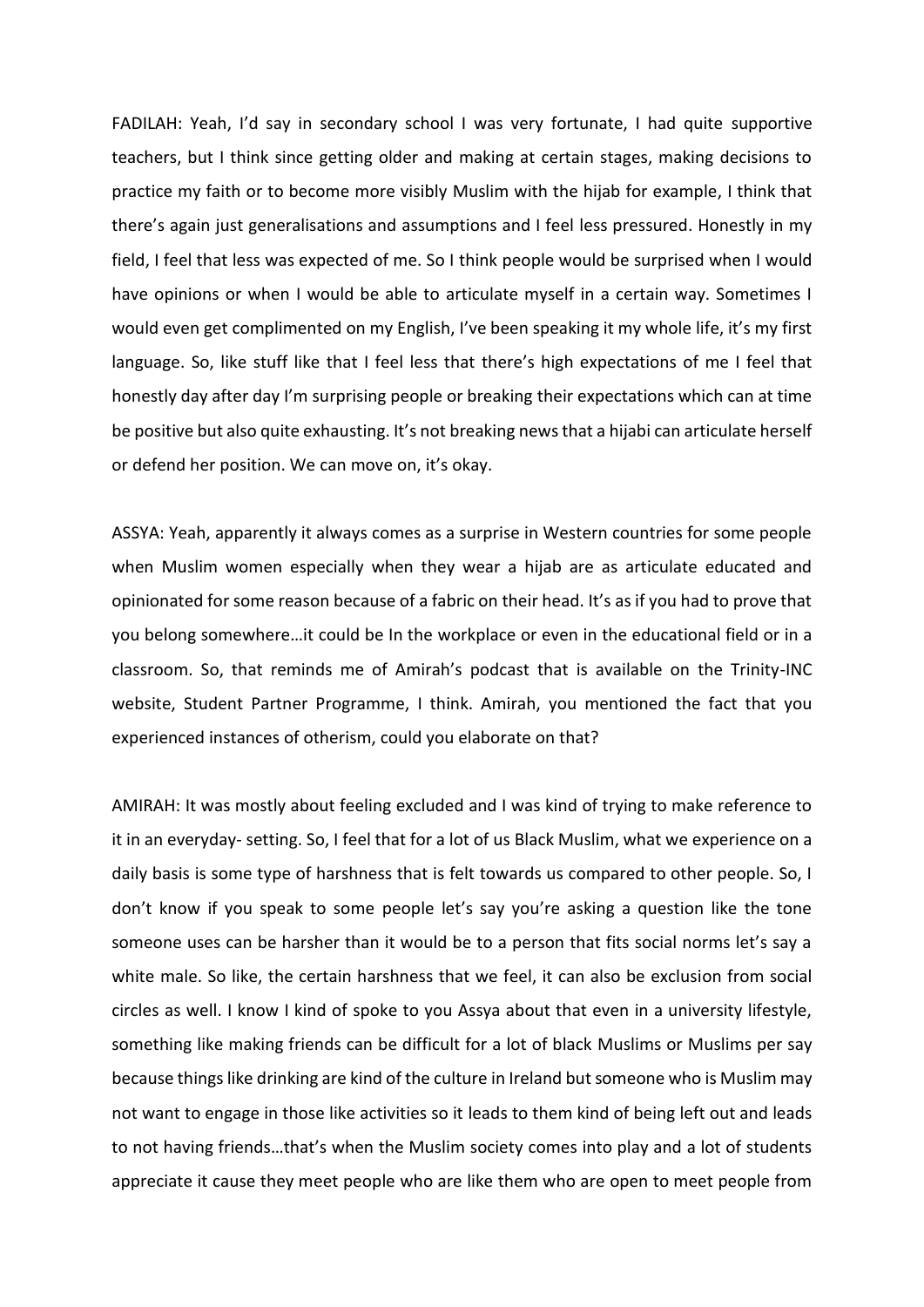FADILAH: Yeah, I'd say in secondary school I was very fortunate, I had quite supportive teachers, but I think since getting older and making at certain stages, making decisions to practice my faith or to become more visibly Muslim with the hijab for example, I think that there's again just generalisations and assumptions and I feel less pressured. Honestly in my field, I feel that less was expected of me. So I think people would be surprised when I would have opinions or when I would be able to articulate myself in a certain way. Sometimes I would even get complimented on my English, I've been speaking it my whole life, it's my first language. So, like stuff like that I feel less that there's high expectations of me I feel that honestly day after day I'm surprising people or breaking their expectations which can at time be positive but also quite exhausting. It's not breaking news that a hijabi can articulate herself or defend her position. We can move on, it's okay.

ASSYA: Yeah, apparently it always comes as a surprise in Western countries for some people when Muslim women especially when they wear a hijab are as articulate educated and opinionated for some reason because of a fabric on their head. It's as if you had to prove that you belong somewhere…it could be In the workplace or even in the educational field or in a classroom. So, that reminds me of Amirah's podcast that is available on the Trinity-INC website, Student Partner Programme, I think. Amirah, you mentioned the fact that you experienced instances of otherism, could you elaborate on that?

AMIRAH: It was mostly about feeling excluded and I was kind of trying to make reference to it in an everyday- setting. So, I feel that for a lot of us Black Muslim, what we experience on a daily basis is some type of harshness that is felt towards us compared to other people. So, I don't know if you speak to some people let's say you're asking a question like the tone someone uses can be harsher than it would be to a person that fits social norms let's say a white male. So like, the certain harshness that we feel, it can also be exclusion from social circles as well. I know I kind of spoke to you Assya about that even in a university lifestyle, something like making friends can be difficult for a lot of black Muslims or Muslims per say because things like drinking are kind of the culture in Ireland but someone who is Muslim may not want to engage in those like activities so it leads to them kind of being left out and leads to not having friends…that's when the Muslim society comes into play and a lot of students appreciate it cause they meet people who are like them who are open to meet people from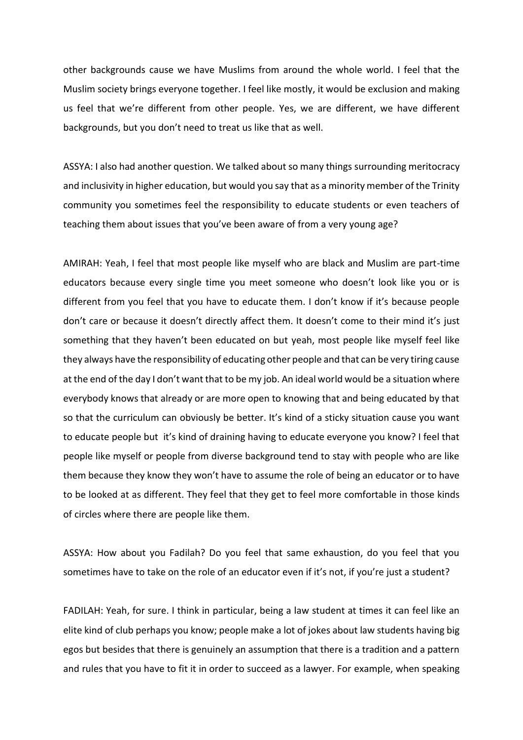other backgrounds cause we have Muslims from around the whole world. I feel that the Muslim society brings everyone together. I feel like mostly, it would be exclusion and making us feel that we're different from other people. Yes, we are different, we have different backgrounds, but you don't need to treat us like that as well.

ASSYA: I also had another question. We talked about so many things surrounding meritocracy and inclusivity in higher education, but would you say that as a minority member of the Trinity community you sometimes feel the responsibility to educate students or even teachers of teaching them about issues that you've been aware of from a very young age?

AMIRAH: Yeah, I feel that most people like myself who are black and Muslim are part-time educators because every single time you meet someone who doesn't look like you or is different from you feel that you have to educate them. I don't know if it's because people don't care or because it doesn't directly affect them. It doesn't come to their mind it's just something that they haven't been educated on but yeah, most people like myself feel like they always have the responsibility of educating other people and that can be very tiring cause at the end of the day I don't want that to be my job. An ideal world would be a situation where everybody knows that already or are more open to knowing that and being educated by that so that the curriculum can obviously be better. It's kind of a sticky situation cause you want to educate people but it's kind of draining having to educate everyone you know? I feel that people like myself or people from diverse background tend to stay with people who are like them because they know they won't have to assume the role of being an educator or to have to be looked at as different. They feel that they get to feel more comfortable in those kinds of circles where there are people like them.

ASSYA: How about you Fadilah? Do you feel that same exhaustion, do you feel that you sometimes have to take on the role of an educator even if it's not, if you're just a student?

FADILAH: Yeah, for sure. I think in particular, being a law student at times it can feel like an elite kind of club perhaps you know; people make a lot of jokes about law students having big egos but besides that there is genuinely an assumption that there is a tradition and a pattern and rules that you have to fit it in order to succeed as a lawyer. For example, when speaking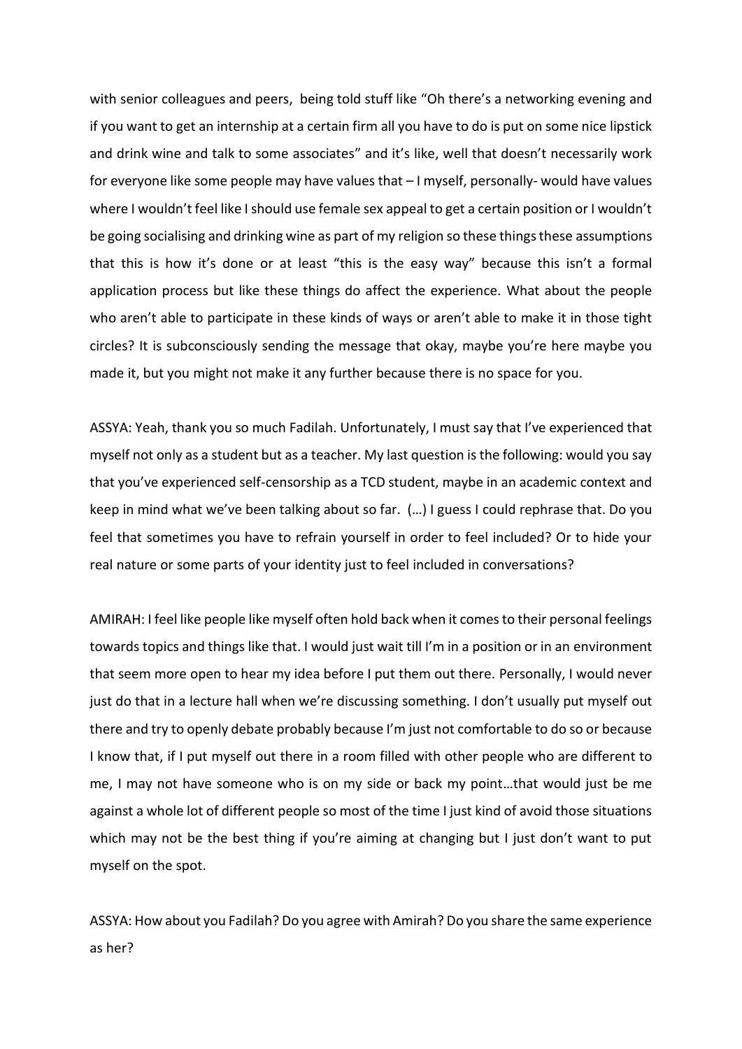with senior colleagues and peers, being told stuff like "Oh there's a networking evening and if you want to get an internship at a certain firm all you have to do is put on some nice lipstick and drink wine and talk to some associates" and it's like, well that doesn't necessarily work for everyone like some people may have values that – I myself, personally- would have values where I wouldn't feel like I should use female sex appeal to get a certain position or I wouldn't be going socialising and drinking wine as part of my religion so these things these assumptions that this is how it's done or at least "this is the easy way" because this isn't a formal application process but like these things do affect the experience. What about the people who aren't able to participate in these kinds of ways or aren't able to make it in those tight circles? It is subconsciously sending the message that okay, maybe you're here maybe you made it, but you might not make it any further because there is no space for you.

ASSYA: Yeah, thank you so much Fadilah. Unfortunately, I must say that I've experienced that myself not only as a student but as a teacher. My last question is the following: would you say that you've experienced self-censorship as a TCD student, maybe in an academic context and keep in mind what we've been talking about so far. (…) I guess I could rephrase that. Do you feel that sometimes you have to refrain yourself in order to feel included? Or to hide your real nature or some parts of your identity just to feel included in conversations?

AMIRAH: I feel like people like myself often hold back when it comes to their personal feelings towards topics and things like that. I would just wait till I'm in a position or in an environment that seem more open to hear my idea before I put them out there. Personally, I would never just do that in a lecture hall when we're discussing something. I don't usually put myself out there and try to openly debate probably because I'm just not comfortable to do so or because I know that, if I put myself out there in a room filled with other people who are different to me, I may not have someone who is on my side or back my point…that would just be me against a whole lot of different people so most of the time I just kind of avoid those situations which may not be the best thing if you're aiming at changing but I just don't want to put myself on the spot.

ASSYA: How about you Fadilah? Do you agree with Amirah? Do you share the same experience as her?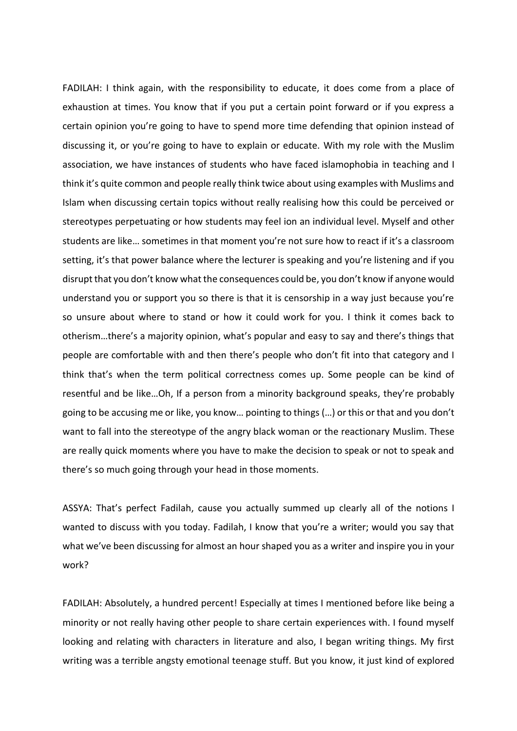FADILAH: I think again, with the responsibility to educate, it does come from a place of exhaustion at times. You know that if you put a certain point forward or if you express a certain opinion you're going to have to spend more time defending that opinion instead of discussing it, or you're going to have to explain or educate. With my role with the Muslim association, we have instances of students who have faced islamophobia in teaching and I think it's quite common and people really think twice about using examples with Muslims and Islam when discussing certain topics without really realising how this could be perceived or stereotypes perpetuating or how students may feel ion an individual level. Myself and other students are like… sometimes in that moment you're not sure how to react if it's a classroom setting, it's that power balance where the lecturer is speaking and you're listening and if you disrupt that you don't know what the consequences could be, you don't know if anyone would understand you or support you so there is that it is censorship in a way just because you're so unsure about where to stand or how it could work for you. I think it comes back to otherism…there's a majority opinion, what's popular and easy to say and there's things that people are comfortable with and then there's people who don't fit into that category and I think that's when the term political correctness comes up. Some people can be kind of resentful and be like…Oh, If a person from a minority background speaks, they're probably going to be accusing me or like, you know… pointing to things (…) or this or that and you don't want to fall into the stereotype of the angry black woman or the reactionary Muslim. These are really quick moments where you have to make the decision to speak or not to speak and there's so much going through your head in those moments.

ASSYA: That's perfect Fadilah, cause you actually summed up clearly all of the notions I wanted to discuss with you today. Fadilah, I know that you're a writer; would you say that what we've been discussing for almost an hour shaped you as a writer and inspire you in your work?

FADILAH: Absolutely, a hundred percent! Especially at times I mentioned before like being a minority or not really having other people to share certain experiences with. I found myself looking and relating with characters in literature and also, I began writing things. My first writing was a terrible angsty emotional teenage stuff. But you know, it just kind of explored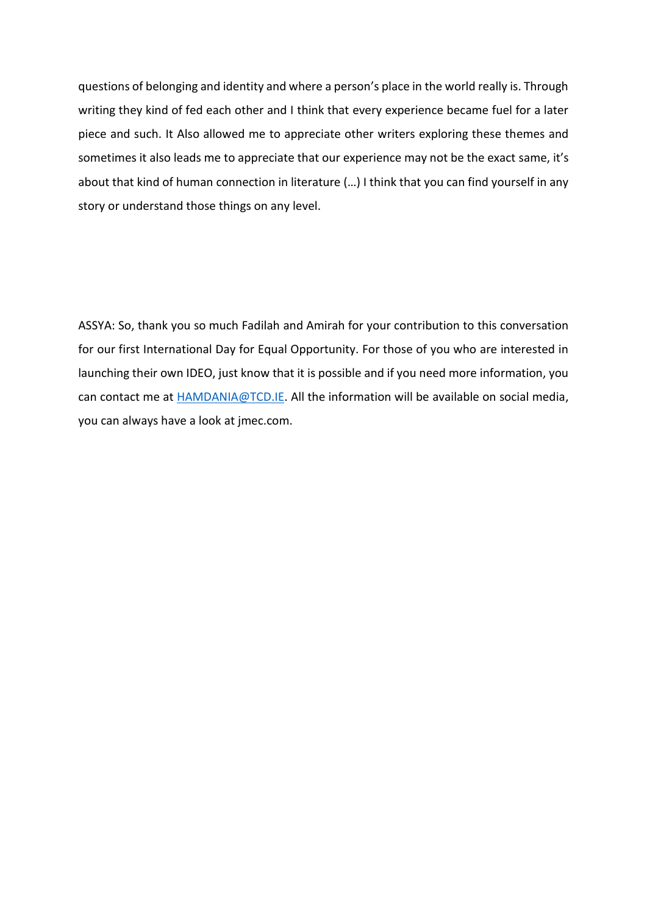questions of belonging and identity and where a person's place in the world really is. Through writing they kind of fed each other and I think that every experience became fuel for a later piece and such. It Also allowed me to appreciate other writers exploring these themes and sometimes it also leads me to appreciate that our experience may not be the exact same, it's about that kind of human connection in literature (…) I think that you can find yourself in any story or understand those things on any level.

ASSYA: So, thank you so much Fadilah and Amirah for your contribution to this conversation for our first International Day for Equal Opportunity. For those of you who are interested in launching their own IDEO, just know that it is possible and if you need more information, you can contact me at HAMDANIA@TCD.IE. All the information will be available on social media, you can always have a look at jmec.com.